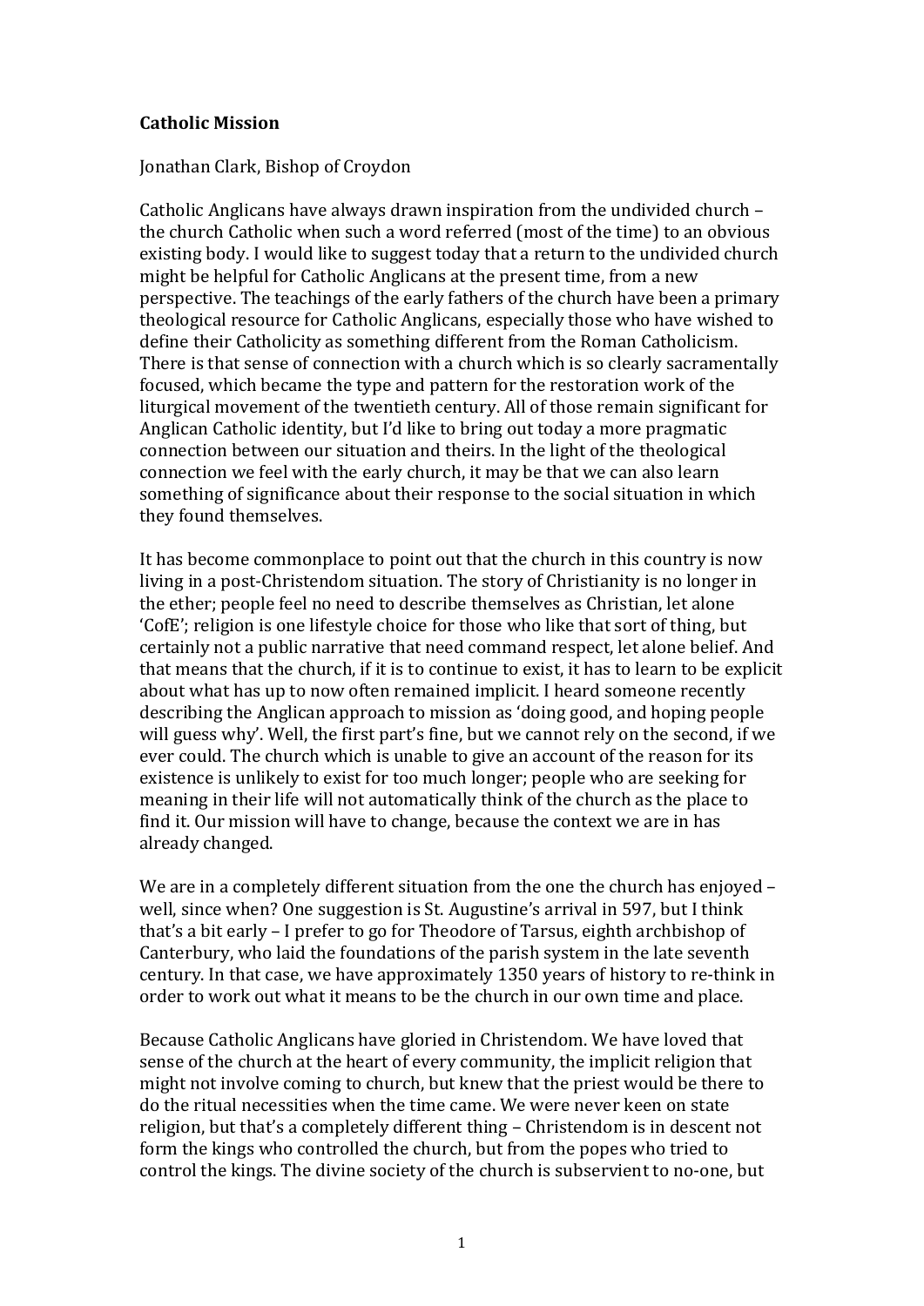**Catholic Mission**

Jonathan Clark, Bishop of Croydon

Catholic Anglicans have always drawn inspiration from the undivided church – the church Catholic when such a word referred (most of the time) to an obvious existing body. I would like to suggest today that a return to the undivided church might be helpful for Catholic Anglicans at the present time, from a new perspective. The teachings of the early fathers of the church have been a primary theological resource for Catholic Anglicans, especially those who have wished to define their Catholicity as something different from the Roman Catholicism. There is that sense of connection with a church which is so clearly sacramentally focused, which became the type and pattern for the restoration work of the liturgical movement of the twentieth century. All of those remain significant for Anglican Catholic identity, but I'd like to bring out today a more pragmatic connection between our situation and theirs. In the light of the theological connection we feel with the early church, it may be that we can also learn something of significance about their response to the social situation in which they found themselves.

It has become commonplace to point out that the church in this country is now living in a post-Christendom situation. The story of Christianity is no longer in the ether; people feel no need to describe themselves as Christian, let alone 'CofE'; religion is one lifestyle choice for those who like that sort of thing, but certainly not a public narrative that need command respect, let alone belief. And that means that the church, if it is to continue to exist, it has to learn to be explicit about what has up to now often remained implicit. I heard someone recently describing the Anglican approach to mission as 'doing good, and hoping people will guess why'. Well, the first part's fine, but we cannot rely on the second, if we ever could. The church which is unable to give an account of the reason for its existence is unlikely to exist for too much longer; people who are seeking for meaning in their life will not automatically think of the church as the place to find it. Our mission will have to change, because the context we are in has already changed.

We are in a completely different situation from the one the church has enjoyed – well, since when? One suggestion is St. Augustine's arrival in 597, but I think that's a bit early – I prefer to go for Theodore of Tarsus, eighth archbishop of Canterbury, who laid the foundations of the parish system in the late seventh century. In that case, we have approximately 1350 years of history to re-think in order to work out what it means to be the church in our own time and place.

Because Catholic Anglicans have gloried in Christendom. We have loved that sense of the church at the heart of every community, the implicit religion that might not involve coming to church, but knew that the priest would be there to do the ritual necessities when the time came. We were never keen on state religion, but that's a completely different thing – Christendom is in descent not form the kings who controlled the church, but from the popes who tried to control the kings. The divine society of the church is subservient to no-one, but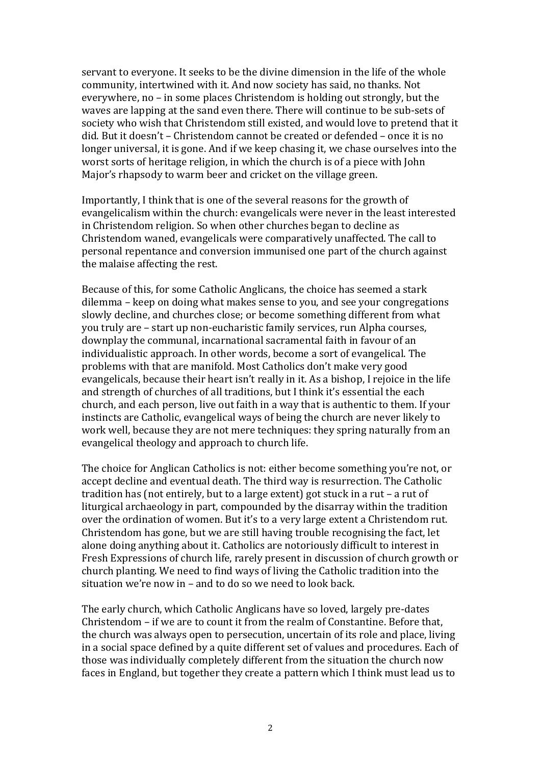servant to everyone. It seeks to be the divine dimension in the life of the whole community, intertwined with it. And now society has said, no thanks. Not everywhere, no – in some places Christendom is holding out strongly, but the waves are lapping at the sand even there. There will continue to be sub-sets of society who wish that Christendom still existed, and would love to pretend that it did. But it doesn't – Christendom cannot be created or defended – once it is no longer universal, it is gone. And if we keep chasing it, we chase ourselves into the worst sorts of heritage religion, in which the church is of a piece with John Major's rhapsody to warm beer and cricket on the village green.

Importantly, I think that is one of the several reasons for the growth of evangelicalism within the church: evangelicals were never in the least interested in Christendom religion. So when other churches began to decline as Christendom waned, evangelicals were comparatively unaffected. The call to personal repentance and conversion immunised one part of the church against the malaise affecting the rest.

Because of this, for some Catholic Anglicans, the choice has seemed a stark dilemma – keep on doing what makes sense to you, and see your congregations slowly decline, and churches close; or become something different from what you truly are – start up non-eucharistic family services, run Alpha courses, downplay the communal, incarnational sacramental faith in favour of an individualistic approach. In other words, become a sort of evangelical. The problems with that are manifold. Most Catholics don't make very good evangelicals, because their heart isn't really in it. As a bishop, I rejoice in the life and strength of churches of all traditions, but I think it's essential the each church, and each person, live out faith in a way that is authentic to them. If your instincts are Catholic, evangelical ways of being the church are never likely to work well, because they are not mere techniques: they spring naturally from an evangelical theology and approach to church life.

The choice for Anglican Catholics is not: either become something you're not, or accept decline and eventual death. The third way is resurrection. The Catholic tradition has (not entirely, but to a large extent) got stuck in a rut – a rut of liturgical archaeology in part, compounded by the disarray within the tradition over the ordination of women. But it's to a very large extent a Christendom rut. Christendom has gone, but we are still having trouble recognising the fact, let alone doing anything about it. Catholics are notoriously difficult to interest in Fresh Expressions of church life, rarely present in discussion of church growth or church planting. We need to find ways of living the Catholic tradition into the situation we're now in – and to do so we need to look back.

The early church, which Catholic Anglicans have so loved, largely pre-dates Christendom – if we are to count it from the realm of Constantine. Before that, the church was always open to persecution, uncertain of its role and place, living in a social space defined by a quite different set of values and procedures. Each of those was individually completely different from the situation the church now faces in England, but together they create a pattern which I think must lead us to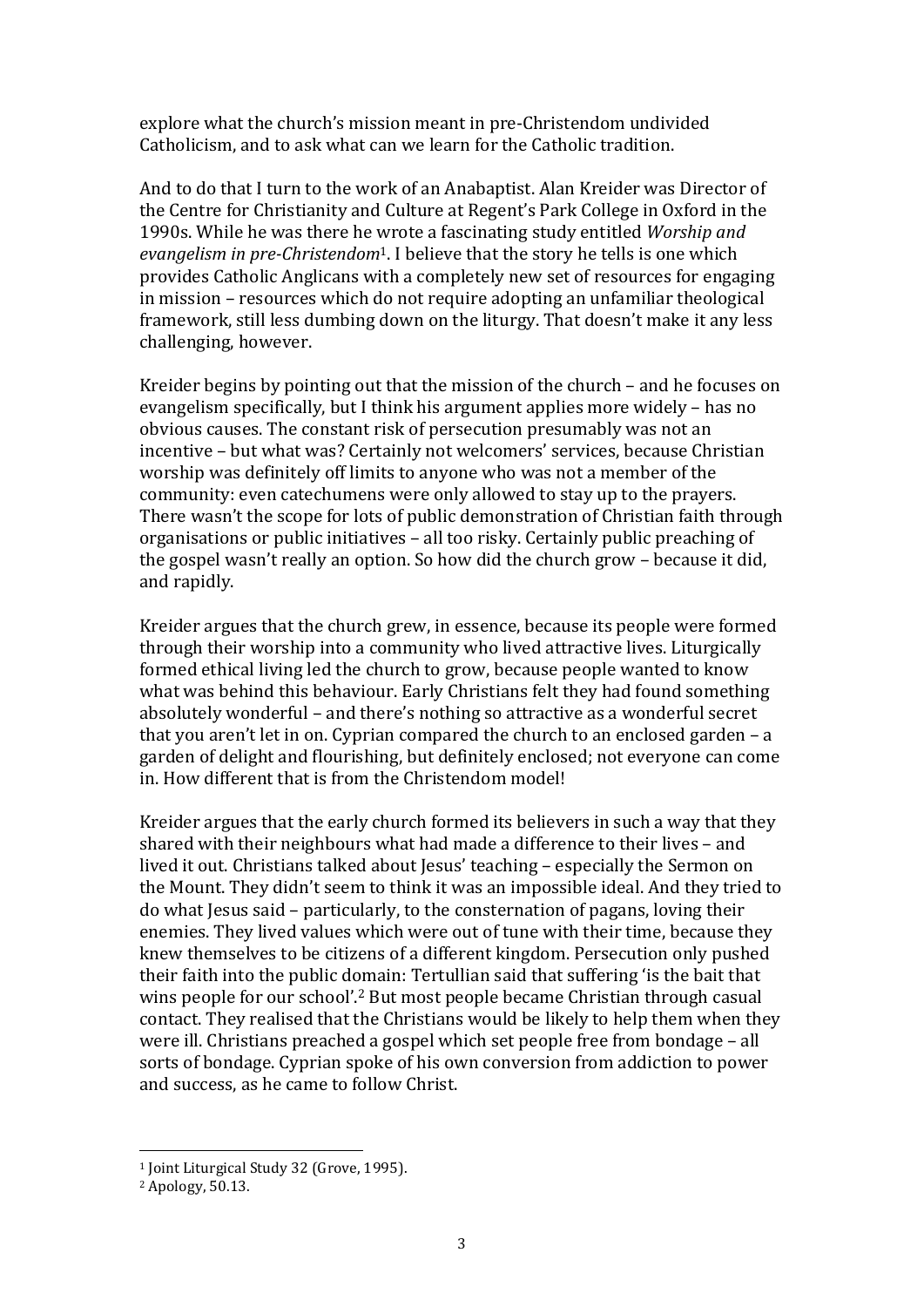explore what the church's mission meant in pre-Christendom undivided Catholicism, and to ask what can we learn for the Catholic tradition.

And to do that I turn to the work of an Anabaptist. Alan Kreider was Director of the Centre for Christianity and Culture at Regent's Park College in Oxford in the 1990s. While he was there he wrote a fascinating study entitled *Worship and evangelism in pre-Christendom*[1]. I believe that the story he tells is one which provides Catholic Anglicans with a completely new set of resources for engaging in mission – resources which do not require adopting an unfamiliar theological framework, still less dumbing down on the liturgy. That doesn't make it any less challenging, however.

Kreider begins by pointing out that the mission of the church – and he focuses on evangelism specifically, but I think his argument applies more widely – has no obvious causes. The constant risk of persecution presumably was not an incentive – but what was? Certainly not welcomers' services, because Christian worship was definitely off limits to anyone who was not a member of the community: even catechumens were only allowed to stay up to the prayers. There wasn't the scope for lots of public demonstration of Christian faith through organisations or public initiatives – all too risky. Certainly public preaching of the gospel wasn't really an option. So how did the church grow – because it did, and rapidly.

Kreider argues that the church grew, in essence, because its people were formed through their worship into a community who lived attractive lives. Liturgically formed ethical living led the church to grow, because people wanted to know what was behind this behaviour. Early Christians felt they had found something absolutely wonderful – and there's nothing so attractive as a wonderful secret that you aren't let in on. Cyprian compared the church to an enclosed garden – a garden of delight and flourishing, but definitely enclosed; not everyone can come in. How different that is from the Christendom model!

Kreider argues that the early church formed its believers in such a way that they shared with their neighbours what had made a difference to their lives – and lived it out. Christians talked about Jesus' teaching – especially the Sermon on the Mount. They didn't seem to think it was an impossible ideal. And they tried to do what Jesus said – particularly, to the consternation of pagans, loving their enemies. They lived values which were out of tune with their time, because they knew themselves to be citizens of a different kingdom. Persecution only pushed their faith into the public domain: Tertullian said that suffering 'is the bait that wins people for our school'.[2] But most people became Christian through casual contact. They realised that the Christians would be likely to help them when they were ill. Christians preached a gospel which set people free from bondage – all sorts of bondage. Cyprian spoke of his own conversion from addiction to power and success, as he came to follow Christ.

---

[1] Joint Liturgical Study 32 (Grove, 1995).

[2] Apology, 50.13.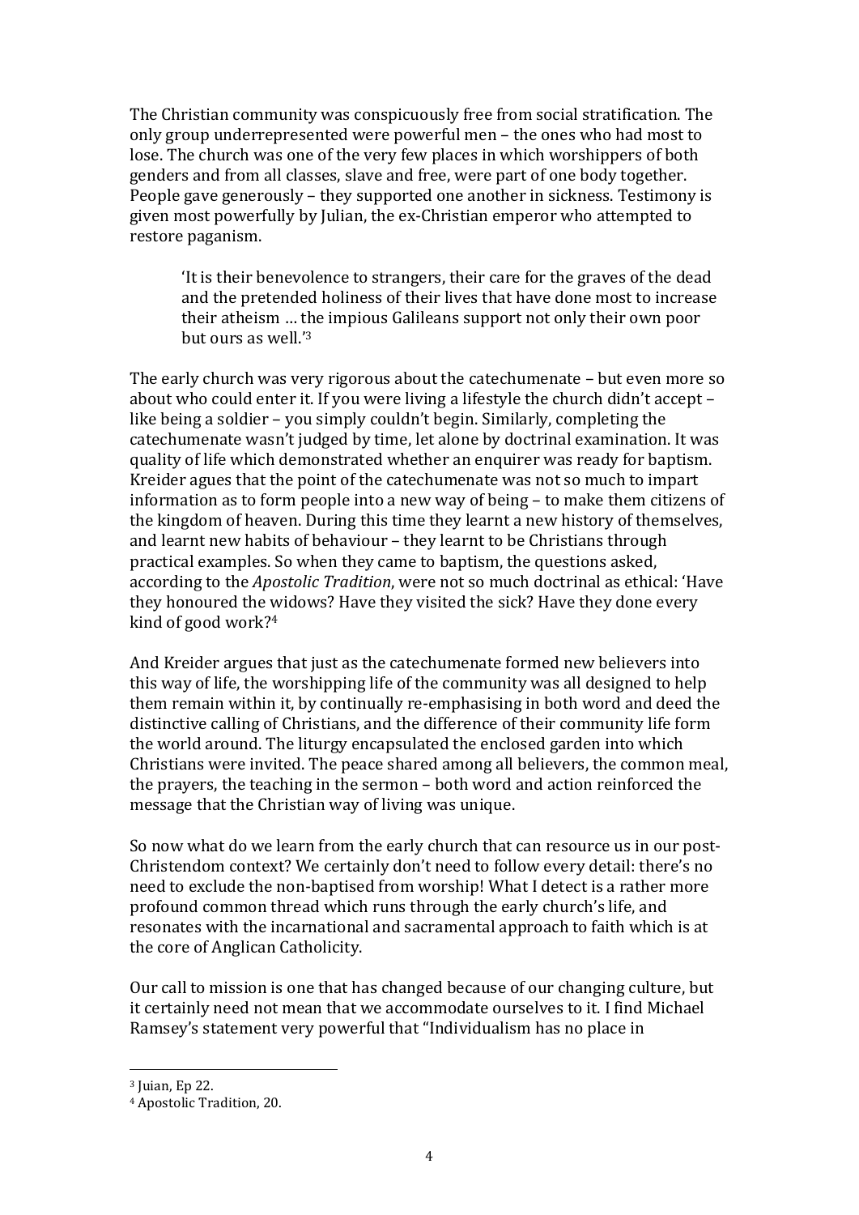The Christian community was conspicuously free from social stratification. The only group underrepresented were powerful men – the ones who had most to lose. The church was one of the very few places in which worshippers of both genders and from all classes, slave and free, were part of one body together. People gave generously – they supported one another in sickness. Testimony is given most powerfully by Julian, the ex-Christian emperor who attempted to restore paganism.

> 'It is their benevolence to strangers, their care for the graves of the dead and the pretended holiness of their lives that have done most to increase their atheism … the impious Galileans support not only their own poor but ours as well.'[3]

The early church was very rigorous about the catechumenate – but even more so about who could enter it. If you were living a lifestyle the church didn't accept – like being a soldier – you simply couldn't begin. Similarly, completing the catechumenate wasn't judged by time, let alone by doctrinal examination. It was quality of life which demonstrated whether an enquirer was ready for baptism. Kreider agues that the point of the catechumenate was not so much to impart information as to form people into a new way of being – to make them citizens of the kingdom of heaven. During this time they learnt a new history of themselves, and learnt new habits of behaviour – they learnt to be Christians through practical examples. So when they came to baptism, the questions asked, according to the *Apostolic Tradition*, were not so much doctrinal as ethical: 'Have they honoured the widows? Have they visited the sick? Have they done every kind of good work?[4]

And Kreider argues that just as the catechumenate formed new believers into this way of life, the worshipping life of the community was all designed to help them remain within it, by continually re-emphasising in both word and deed the distinctive calling of Christians, and the difference of their community life form the world around. The liturgy encapsulated the enclosed garden into which Christians were invited. The peace shared among all believers, the common meal, the prayers, the teaching in the sermon – both word and action reinforced the message that the Christian way of living was unique.

So now what do we learn from the early church that can resource us in our post-Christendom context? We certainly don't need to follow every detail: there's no need to exclude the non-baptised from worship! What I detect is a rather more profound common thread which runs through the early church's life, and resonates with the incarnational and sacramental approach to faith which is at the core of Anglican Catholicity.

Our call to mission is one that has changed because of our changing culture, but it certainly need not mean that we accommodate ourselves to it. I find Michael Ramsey's statement very powerful that "Individualism has no place in

---

[3] Juian, Ep 22.

[4] Apostolic Tradition, 20.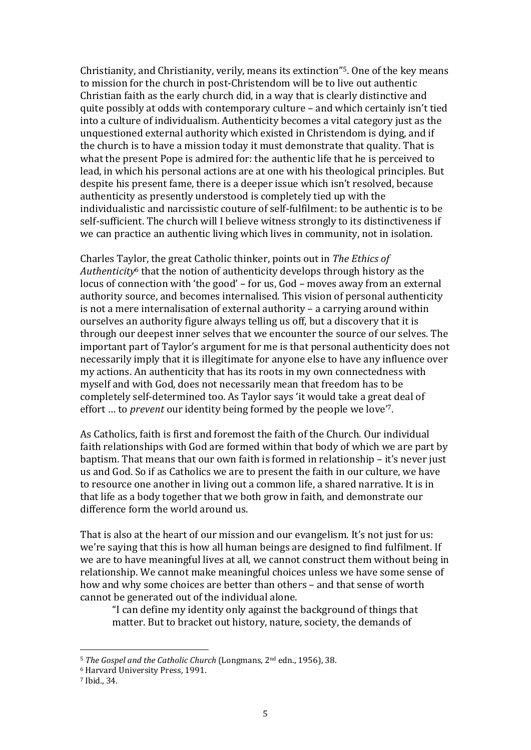Christianity, and Christianity, verily, means its extinction"[5]. One of the key means to mission for the church in post-Christendom will be to live out authentic Christian faith as the early church did, in a way that is clearly distinctive and quite possibly at odds with contemporary culture – and which certainly isn't tied into a culture of individualism. Authenticity becomes a vital category just as the unquestioned external authority which existed in Christendom is dying, and if the church is to have a mission today it must demonstrate that quality. That is what the present Pope is admired for: the authentic life that he is perceived to lead, in which his personal actions are at one with his theological principles. But despite his present fame, there is a deeper issue which isn't resolved, because authenticity as presently understood is completely tied up with the individualistic and narcissistic couture of self-fulfilment: to be authentic is to be self-sufficient. The church will I believe witness strongly to its distinctiveness if we can practice an authentic living which lives in community, not in isolation.

Charles Taylor, the great Catholic thinker, points out in *The Ethics of Authenticity*[6] that the notion of authenticity develops through history as the locus of connection with 'the good' – for us, God – moves away from an external authority source, and becomes internalised. This vision of personal authenticity is not a mere internalisation of external authority – a carrying around within ourselves an authority figure always telling us off, but a discovery that it is through our deepest inner selves that we encounter the source of our selves. The important part of Taylor's argument for me is that personal authenticity does not necessarily imply that it is illegitimate for anyone else to have any influence over my actions. An authenticity that has its roots in my own connectedness with myself and with God, does not necessarily mean that freedom has to be completely self-determined too. As Taylor says 'it would take a great deal of effort … to *prevent* our identity being formed by the people we love'[7].

As Catholics, faith is first and foremost the faith of the Church. Our individual faith relationships with God are formed within that body of which we are part by baptism. That means that our own faith is formed in relationship – it's never just us and God. So if as Catholics we are to present the faith in our culture, we have to resource one another in living out a common life, a shared narrative. It is in that life as a body together that we both grow in faith, and demonstrate our difference form the world around us.

That is also at the heart of our mission and our evangelism. It's not just for us: we're saying that this is how all human beings are designed to find fulfilment. If we are to have meaningful lives at all, we cannot construct them without being in relationship. We cannot make meaningful choices unless we have some sense of how and why some choices are better than others – and that sense of worth cannot be generated out of the individual alone.

> "I can define my identity only against the background of things that matter. But to bracket out history, nature, society, the demands of

---

[5] *The Gospel and the Catholic Church* (Longmans, 2nd edn., 1956), 38.

[6] Harvard University Press, 1991.

[7] Ibid., 34.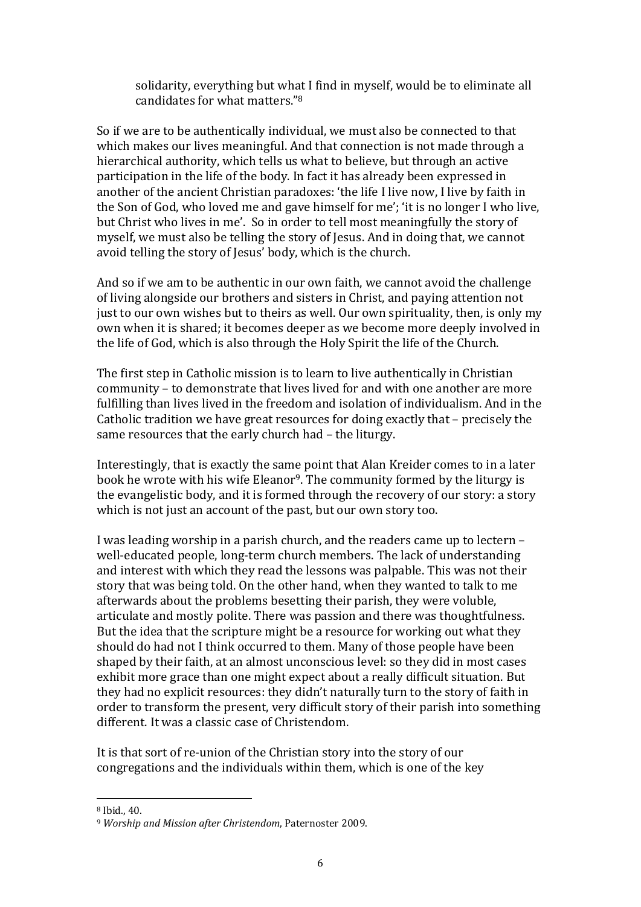> solidarity, everything but what I find in myself, would be to eliminate all candidates for what matters."[8]

So if we are to be authentically individual, we must also be connected to that which makes our lives meaningful. And that connection is not made through a hierarchical authority, which tells us what to believe, but through an active participation in the life of the body. In fact it has already been expressed in another of the ancient Christian paradoxes: 'the life I live now, I live by faith in the Son of God, who loved me and gave himself for me'; 'it is no longer I who live, but Christ who lives in me'. So in order to tell most meaningfully the story of myself, we must also be telling the story of Jesus. And in doing that, we cannot avoid telling the story of Jesus' body, which is the church.

And so if we am to be authentic in our own faith, we cannot avoid the challenge of living alongside our brothers and sisters in Christ, and paying attention not just to our own wishes but to theirs as well. Our own spirituality, then, is only my own when it is shared; it becomes deeper as we become more deeply involved in the life of God, which is also through the Holy Spirit the life of the Church.

The first step in Catholic mission is to learn to live authentically in Christian community – to demonstrate that lives lived for and with one another are more fulfilling than lives lived in the freedom and isolation of individualism. And in the Catholic tradition we have great resources for doing exactly that – precisely the same resources that the early church had – the liturgy.

Interestingly, that is exactly the same point that Alan Kreider comes to in a later book he wrote with his wife Eleanor[9]. The community formed by the liturgy is the evangelistic body, and it is formed through the recovery of our story: a story which is not just an account of the past, but our own story too.

I was leading worship in a parish church, and the readers came up to lectern – well-educated people, long-term church members. The lack of understanding and interest with which they read the lessons was palpable. This was not their story that was being told. On the other hand, when they wanted to talk to me afterwards about the problems besetting their parish, they were voluble, articulate and mostly polite. There was passion and there was thoughtfulness. But the idea that the scripture might be a resource for working out what they should do had not I think occurred to them. Many of those people have been shaped by their faith, at an almost unconscious level: so they did in most cases exhibit more grace than one might expect about a really difficult situation. But they had no explicit resources: they didn't naturally turn to the story of faith in order to transform the present, very difficult story of their parish into something different. It was a classic case of Christendom.

It is that sort of re-union of the Christian story into the story of our congregations and the individuals within them, which is one of the key

---

[8] Ibid., 40.

[9] *Worship and Mission after Christendom*, Paternoster 2009.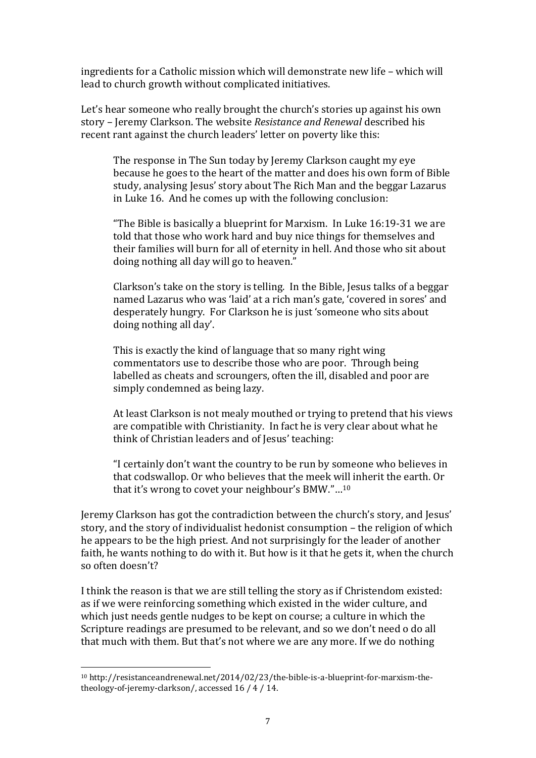ingredients for a Catholic mission which will demonstrate new life – which will lead to church growth without complicated initiatives.

Let's hear someone who really brought the church's stories up against his own story – Jeremy Clarkson. The website *Resistance and Renewal* described his recent rant against the church leaders' letter on poverty like this:

> The response in The Sun today by Jeremy Clarkson caught my eye because he goes to the heart of the matter and does his own form of Bible study, analysing Jesus' story about The Rich Man and the beggar Lazarus in Luke 16. And he comes up with the following conclusion:
>
> "The Bible is basically a blueprint for Marxism. In Luke 16:19-31 we are told that those who work hard and buy nice things for themselves and their families will burn for all of eternity in hell. And those who sit about doing nothing all day will go to heaven."
>
> Clarkson's take on the story is telling. In the Bible, Jesus talks of a beggar named Lazarus who was 'laid' at a rich man's gate, 'covered in sores' and desperately hungry. For Clarkson he is just 'someone who sits about doing nothing all day'.
>
> This is exactly the kind of language that so many right wing commentators use to describe those who are poor. Through being labelled as cheats and scroungers, often the ill, disabled and poor are simply condemned as being lazy.
>
> At least Clarkson is not mealy mouthed or trying to pretend that his views are compatible with Christianity. In fact he is very clear about what he think of Christian leaders and of Jesus' teaching:
>
> "I certainly don't want the country to be run by someone who believes in that codswallop. Or who believes that the meek will inherit the earth. Or that it's wrong to covet your neighbour's BMW."…[10]

Jeremy Clarkson has got the contradiction between the church's story, and Jesus' story, and the story of individualist hedonist consumption – the religion of which he appears to be the high priest. And not surprisingly for the leader of another faith, he wants nothing to do with it. But how is it that he gets it, when the church so often doesn't?

I think the reason is that we are still telling the story as if Christendom existed: as if we were reinforcing something which existed in the wider culture, and which just needs gentle nudges to be kept on course; a culture in which the Scripture readings are presumed to be relevant, and so we don't need o do all that much with them. But that's not where we are any more. If we do nothing

---

[10] http://resistanceandrenewal.net/2014/02/23/the-bible-is-a-blueprint-for-marxism-the-theology-of-jeremy-clarkson/, accessed 16 / 4 / 14.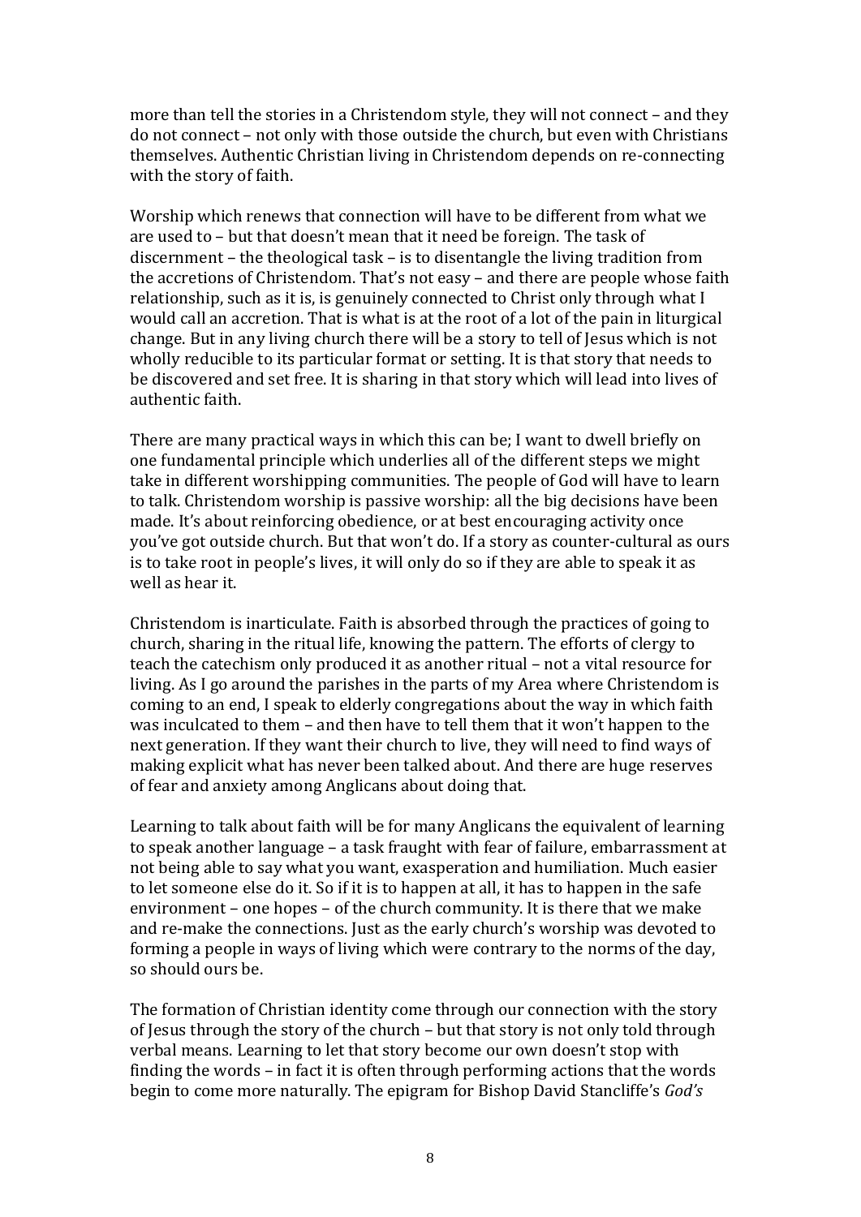more than tell the stories in a Christendom style, they will not connect – and they do not connect – not only with those outside the church, but even with Christians themselves. Authentic Christian living in Christendom depends on re-connecting with the story of faith.

Worship which renews that connection will have to be different from what we are used to – but that doesn't mean that it need be foreign. The task of discernment – the theological task – is to disentangle the living tradition from the accretions of Christendom. That's not easy – and there are people whose faith relationship, such as it is, is genuinely connected to Christ only through what I would call an accretion. That is what is at the root of a lot of the pain in liturgical change. But in any living church there will be a story to tell of Jesus which is not wholly reducible to its particular format or setting. It is that story that needs to be discovered and set free. It is sharing in that story which will lead into lives of authentic faith.

There are many practical ways in which this can be; I want to dwell briefly on one fundamental principle which underlies all of the different steps we might take in different worshipping communities. The people of God will have to learn to talk. Christendom worship is passive worship: all the big decisions have been made. It's about reinforcing obedience, or at best encouraging activity once you've got outside church. But that won't do. If a story as counter-cultural as ours is to take root in people's lives, it will only do so if they are able to speak it as well as hear it.

Christendom is inarticulate. Faith is absorbed through the practices of going to church, sharing in the ritual life, knowing the pattern. The efforts of clergy to teach the catechism only produced it as another ritual – not a vital resource for living. As I go around the parishes in the parts of my Area where Christendom is coming to an end, I speak to elderly congregations about the way in which faith was inculcated to them – and then have to tell them that it won't happen to the next generation. If they want their church to live, they will need to find ways of making explicit what has never been talked about. And there are huge reserves of fear and anxiety among Anglicans about doing that.

Learning to talk about faith will be for many Anglicans the equivalent of learning to speak another language – a task fraught with fear of failure, embarrassment at not being able to say what you want, exasperation and humiliation. Much easier to let someone else do it. So if it is to happen at all, it has to happen in the safe environment – one hopes – of the church community. It is there that we make and re-make the connections. Just as the early church's worship was devoted to forming a people in ways of living which were contrary to the norms of the day, so should ours be.

The formation of Christian identity come through our connection with the story of Jesus through the story of the church – but that story is not only told through verbal means. Learning to let that story become our own doesn't stop with finding the words – in fact it is often through performing actions that the words begin to come more naturally. The epigram for Bishop David Stancliffe's *God's*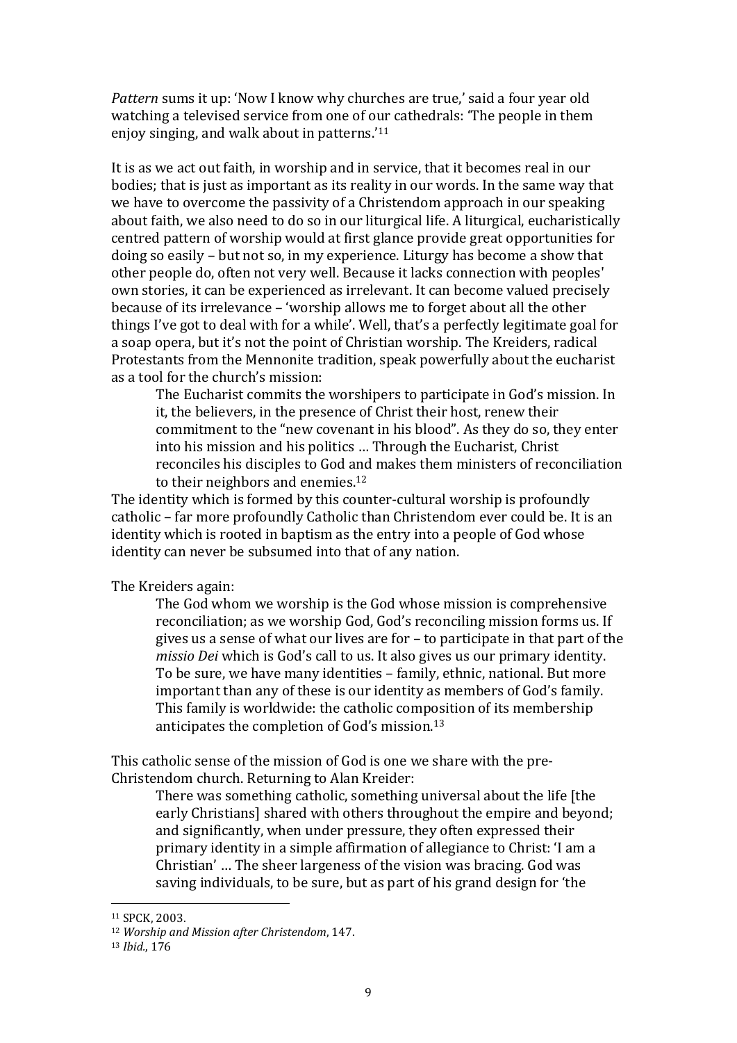*Pattern* sums it up: 'Now I know why churches are true,' said a four year old watching a televised service from one of our cathedrals: 'The people in them enjoy singing, and walk about in patterns.'[11]

It is as we act out faith, in worship and in service, that it becomes real in our bodies; that is just as important as its reality in our words. In the same way that we have to overcome the passivity of a Christendom approach in our speaking about faith, we also need to do so in our liturgical life. A liturgical, eucharistically centred pattern of worship would at first glance provide great opportunities for doing so easily – but not so, in my experience. Liturgy has become a show that other people do, often not very well. Because it lacks connection with peoples' own stories, it can be experienced as irrelevant. It can become valued precisely because of its irrelevance – 'worship allows me to forget about all the other things I've got to deal with for a while'. Well, that's a perfectly legitimate goal for a soap opera, but it's not the point of Christian worship. The Kreiders, radical Protestants from the Mennonite tradition, speak powerfully about the eucharist as a tool for the church's mission:

> The Eucharist commits the worshipers to participate in God's mission. In it, the believers, in the presence of Christ their host, renew their commitment to the "new covenant in his blood". As they do so, they enter into his mission and his politics … Through the Eucharist, Christ reconciles his disciples to God and makes them ministers of reconciliation to their neighbors and enemies.[12]

The identity which is formed by this counter-cultural worship is profoundly catholic – far more profoundly Catholic than Christendom ever could be. It is an identity which is rooted in baptism as the entry into a people of God whose identity can never be subsumed into that of any nation.

The Kreiders again:

> The God whom we worship is the God whose mission is comprehensive reconciliation; as we worship God, God's reconciling mission forms us. If gives us a sense of what our lives are for – to participate in that part of the *missio Dei* which is God's call to us. It also gives us our primary identity. To be sure, we have many identities – family, ethnic, national. But more important than any of these is our identity as members of God's family. This family is worldwide: the catholic composition of its membership anticipates the completion of God's mission.[13]

This catholic sense of the mission of God is one we share with the pre-Christendom church. Returning to Alan Kreider:

> There was something catholic, something universal about the life [the early Christians] shared with others throughout the empire and beyond; and significantly, when under pressure, they often expressed their primary identity in a simple affirmation of allegiance to Christ: 'I am a Christian' … The sheer largeness of the vision was bracing. God was saving individuals, to be sure, but as part of his grand design for 'the

---

[11] SPCK, 2003.

[12] *Worship and Mission after Christendom*, 147.

[13] *Ibid.*, 176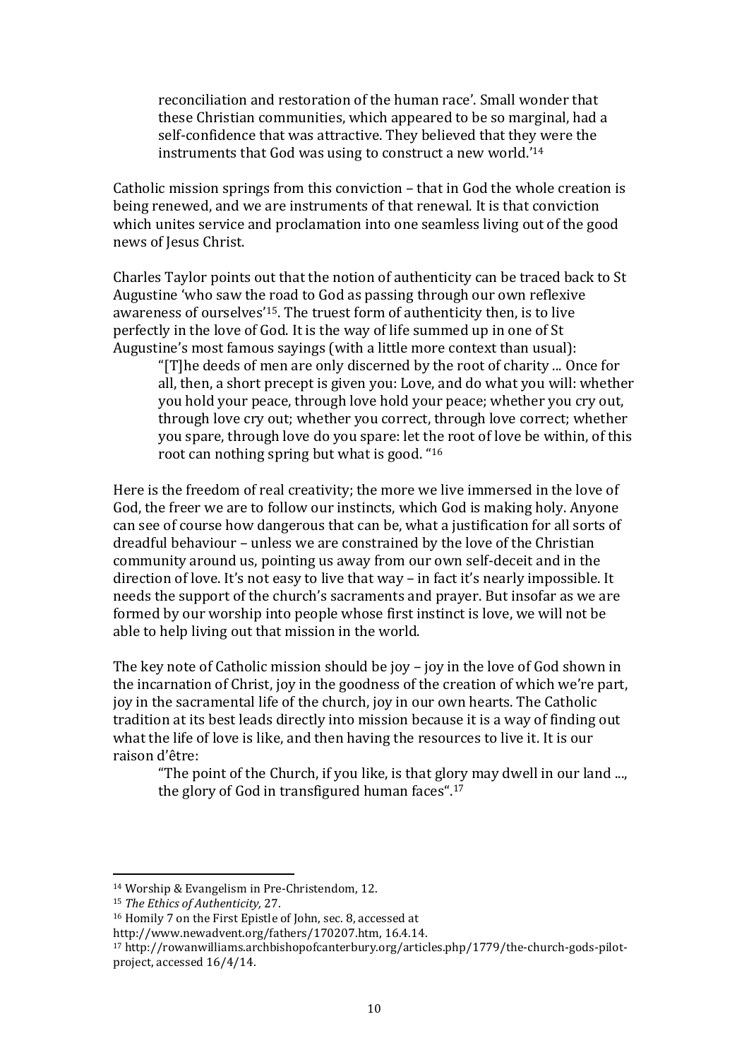> reconciliation and restoration of the human race'. Small wonder that these Christian communities, which appeared to be so marginal, had a self-confidence that was attractive. They believed that they were the instruments that God was using to construct a new world.'[14]

Catholic mission springs from this conviction – that in God the whole creation is being renewed, and we are instruments of that renewal. It is that conviction which unites service and proclamation into one seamless living out of the good news of Jesus Christ.

Charles Taylor points out that the notion of authenticity can be traced back to St Augustine 'who saw the road to God as passing through our own reflexive awareness of ourselves'[15]. The truest form of authenticity then, is to live perfectly in the love of God. It is the way of life summed up in one of St Augustine's most famous sayings (with a little more context than usual):

> "[T]he deeds of men are only discerned by the root of charity ... Once for all, then, a short precept is given you: Love, and do what you will: whether you hold your peace, through love hold your peace; whether you cry out, through love cry out; whether you correct, through love correct; whether you spare, through love do you spare: let the root of love be within, of this root can nothing spring but what is good. "[16]

Here is the freedom of real creativity; the more we live immersed in the love of God, the freer we are to follow our instincts, which God is making holy. Anyone can see of course how dangerous that can be, what a justification for all sorts of dreadful behaviour – unless we are constrained by the love of the Christian community around us, pointing us away from our own self-deceit and in the direction of love. It's not easy to live that way – in fact it's nearly impossible. It needs the support of the church's sacraments and prayer. But insofar as we are formed by our worship into people whose first instinct is love, we will not be able to help living out that mission in the world.

The key note of Catholic mission should be joy – joy in the love of God shown in the incarnation of Christ, joy in the goodness of the creation of which we're part, joy in the sacramental life of the church, joy in our own hearts. The Catholic tradition at its best leads directly into mission because it is a way of finding out what the life of love is like, and then having the resources to live it. It is our raison d'être:

> "The point of the Church, if you like, is that glory may dwell in our land ..., the glory of God in transfigured human faces".[17]

---

[14] Worship & Evangelism in Pre-Christendom, 12.

[15] *The Ethics of Authenticity,* 27.

[16] Homily 7 on the First Epistle of John, sec. 8, accessed at http://www.newadvent.org/fathers/170207.htm, 16.4.14.

[17] http://rowanwilliams.archbishopofcanterbury.org/articles.php/1779/the-church-gods-pilot-project, accessed 16/4/14.